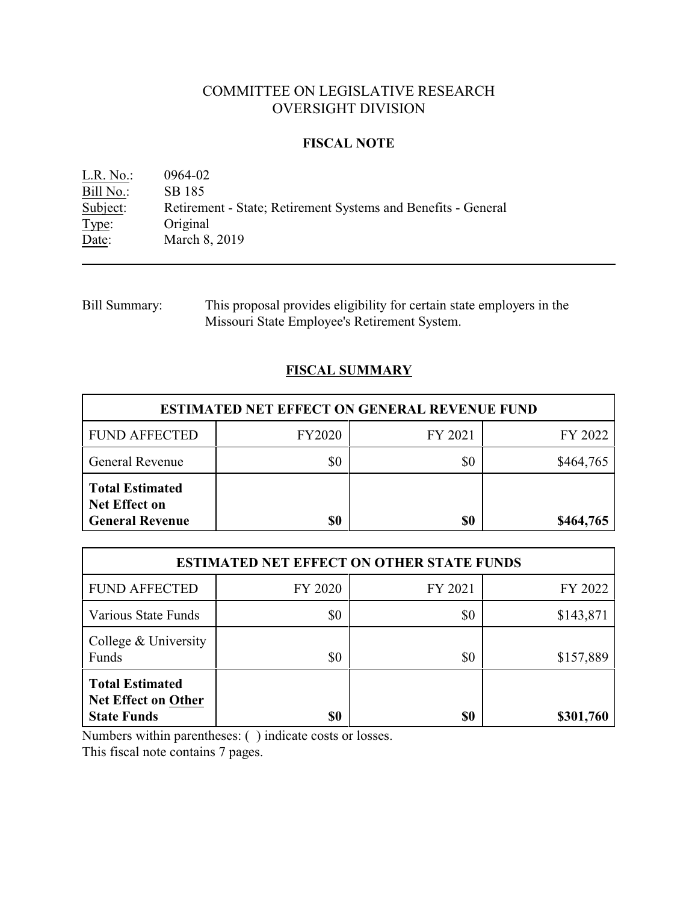# COMMITTEE ON LEGISLATIVE RESEARCH
# OVERSIGHT DIVISION

## FISCAL NOTE

L.R. No.: 0964-02
Bill No.: SB 185
Subject: Retirement - State; Retirement Systems and Benefits - General
Type: Original
Date: March 8, 2019

---

Bill Summary: This proposal provides eligibility for certain state employers in the Missouri State Employee's Retirement System.

## FISCAL SUMMARY

| ESTIMATED NET EFFECT ON GENERAL REVENUE FUND | | | |
|---|---|---|---|
| FUND AFFECTED | FY2020 | FY 2021 | FY 2022 |
| General Revenue | $0 | $0 | $464,765 |
| **Total Estimated Net Effect on General Revenue** | **$0** | **$0** | **$464,765** |

| ESTIMATED NET EFFECT ON OTHER STATE FUNDS | | | |
|---|---|---|---|
| FUND AFFECTED | FY 2020 | FY 2021 | FY 2022 |
| Various State Funds | $0 | $0 | $143,871 |
| College & University Funds | $0 | $0 | $157,889 |
| **Total Estimated Net Effect on Other State Funds** | **$0** | **$0** | **$301,760** |

Numbers within parentheses: ( ) indicate costs or losses.
This fiscal note contains 7 pages.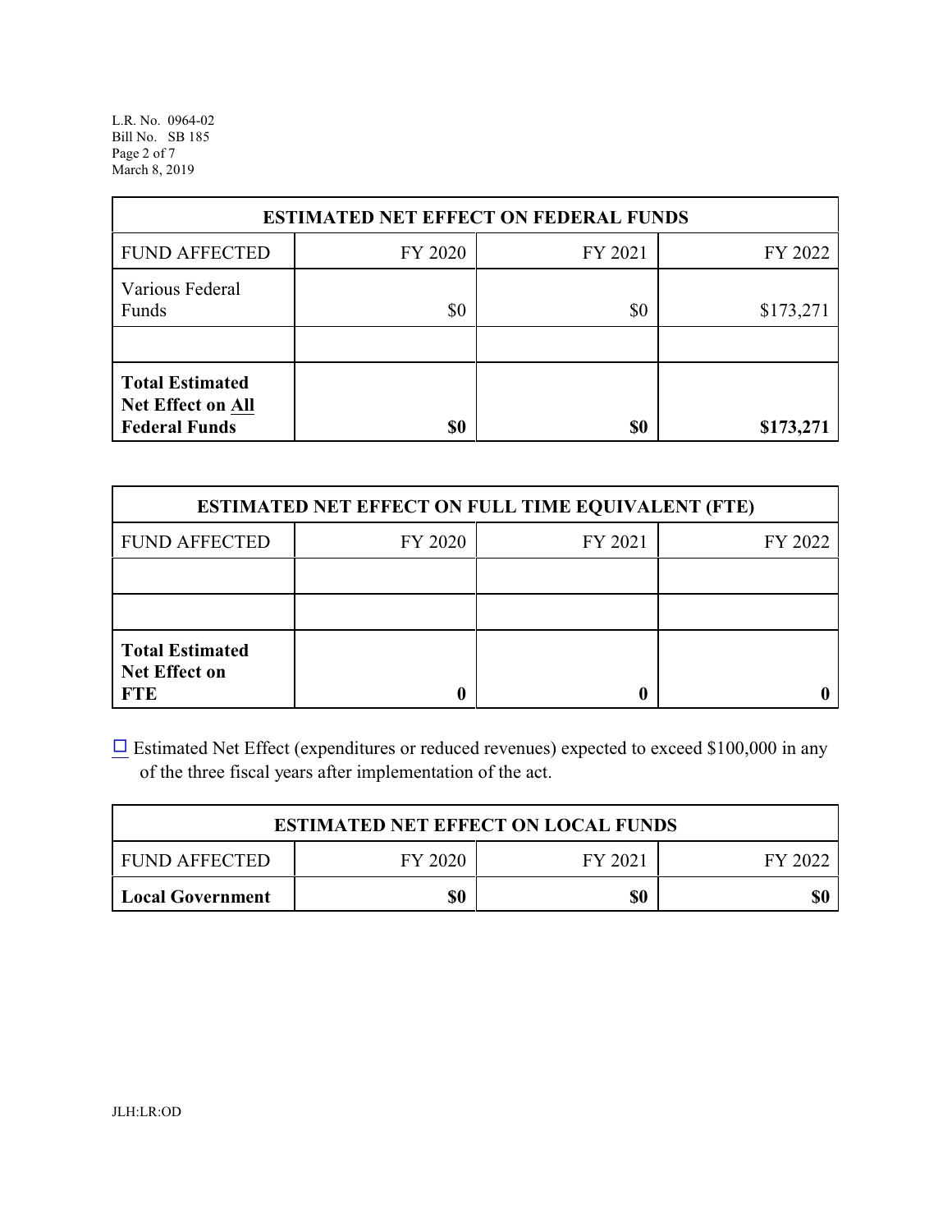| ESTIMATED NET EFFECT ON FEDERAL FUNDS | | | |
|---|---|---|---|
| FUND AFFECTED | FY 2020 | FY 2021 | FY 2022 |
| Various Federal Funds | $0 | $0 | $173,271 |
| | | | |
| **Total Estimated Net Effect on All Federal Funds** | **$0** | **$0** | **$173,271** |

| ESTIMATED NET EFFECT ON FULL TIME EQUIVALENT (FTE) | | | |
|---|---|---|---|
| FUND AFFECTED | FY 2020 | FY 2021 | FY 2022 |
| | | | |
| | | | |
| **Total Estimated Net Effect on FTE** | **0** | **0** | **0** |

☐ Estimated Net Effect (expenditures or reduced revenues) expected to exceed $100,000 in any of the three fiscal years after implementation of the act.

| ESTIMATED NET EFFECT ON LOCAL FUNDS | | | |
|---|---|---|---|
| FUND AFFECTED | FY 2020 | FY 2021 | FY 2022 |
| **Local Government** | **$0** | **$0** | **$0** |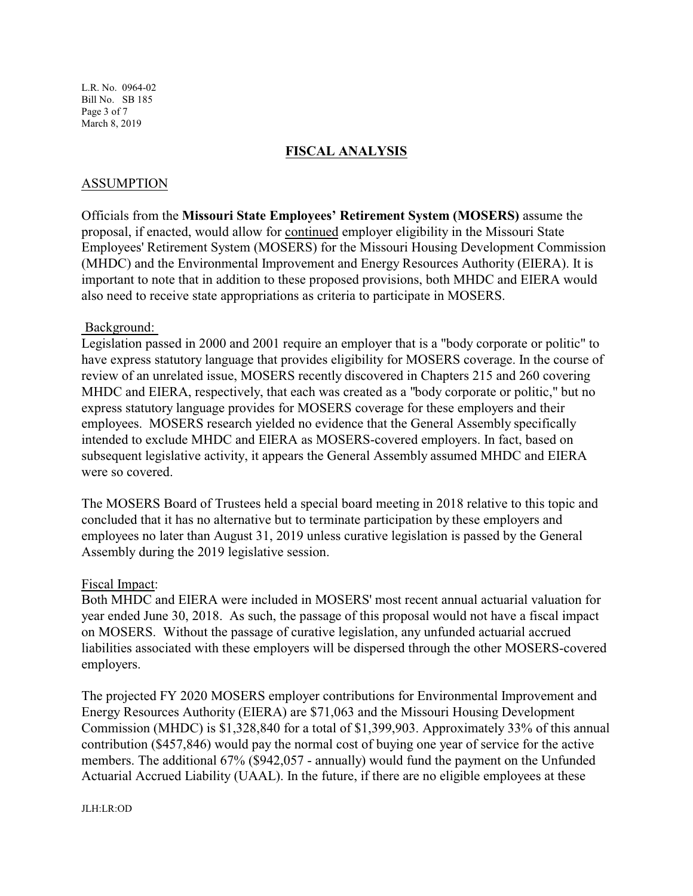## FISCAL ANALYSIS

### ASSUMPTION

Officials from the **Missouri State Employees' Retirement System (MOSERS)** assume the proposal, if enacted, would allow for continued employer eligibility in the Missouri State Employees' Retirement System (MOSERS) for the Missouri Housing Development Commission (MHDC) and the Environmental Improvement and Energy Resources Authority (EIERA). It is important to note that in addition to these proposed provisions, both MHDC and EIERA would also need to receive state appropriations as criteria to participate in MOSERS.

Background:

Legislation passed in 2000 and 2001 require an employer that is a "body corporate or politic" to have express statutory language that provides eligibility for MOSERS coverage. In the course of review of an unrelated issue, MOSERS recently discovered in Chapters 215 and 260 covering MHDC and EIERA, respectively, that each was created as a "body corporate or politic," but no express statutory language provides for MOSERS coverage for these employers and their employees. MOSERS research yielded no evidence that the General Assembly specifically intended to exclude MHDC and EIERA as MOSERS-covered employers. In fact, based on subsequent legislative activity, it appears the General Assembly assumed MHDC and EIERA were so covered.

The MOSERS Board of Trustees held a special board meeting in 2018 relative to this topic and concluded that it has no alternative but to terminate participation by these employers and employees no later than August 31, 2019 unless curative legislation is passed by the General Assembly during the 2019 legislative session.

Fiscal Impact:

Both MHDC and EIERA were included in MOSERS' most recent annual actuarial valuation for year ended June 30, 2018. As such, the passage of this proposal would not have a fiscal impact on MOSERS. Without the passage of curative legislation, any unfunded actuarial accrued liabilities associated with these employers will be dispersed through the other MOSERS-covered employers.

The projected FY 2020 MOSERS employer contributions for Environmental Improvement and Energy Resources Authority (EIERA) are $71,063 and the Missouri Housing Development Commission (MHDC) is $1,328,840 for a total of $1,399,903. Approximately 33% of this annual contribution ($457,846) would pay the normal cost of buying one year of service for the active members. The additional 67% ($942,057 - annually) would fund the payment on the Unfunded Actuarial Accrued Liability (UAAL). In the future, if there are no eligible employees at these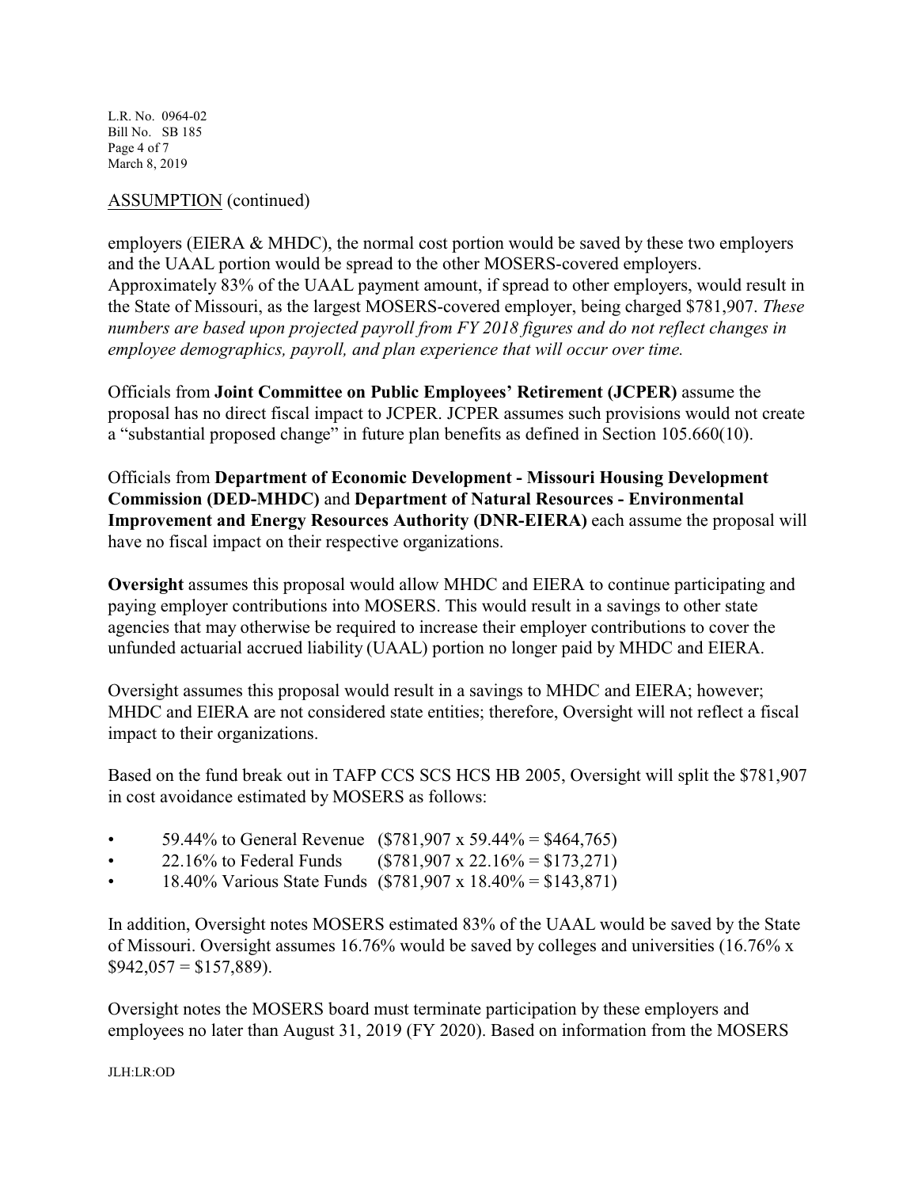ASSUMPTION (continued)

employers (EIERA & MHDC), the normal cost portion would be saved by these two employers and the UAAL portion would be spread to the other MOSERS-covered employers. Approximately 83% of the UAAL payment amount, if spread to other employers, would result in the State of Missouri, as the largest MOSERS-covered employer, being charged $781,907. *These numbers are based upon projected payroll from FY 2018 figures and do not reflect changes in employee demographics, payroll, and plan experience that will occur over time.*

Officials from **Joint Committee on Public Employees' Retirement (JCPER)** assume the proposal has no direct fiscal impact to JCPER. JCPER assumes such provisions would not create a "substantial proposed change" in future plan benefits as defined in Section 105.660(10).

Officials from **Department of Economic Development - Missouri Housing Development Commission (DED-MHDC)** and **Department of Natural Resources - Environmental Improvement and Energy Resources Authority (DNR-EIERA)** each assume the proposal will have no fiscal impact on their respective organizations.

**Oversight** assumes this proposal would allow MHDC and EIERA to continue participating and paying employer contributions into MOSERS. This would result in a savings to other state agencies that may otherwise be required to increase their employer contributions to cover the unfunded actuarial accrued liability (UAAL) portion no longer paid by MHDC and EIERA.

Oversight assumes this proposal would result in a savings to MHDC and EIERA; however; MHDC and EIERA are not considered state entities; therefore, Oversight will not reflect a fiscal impact to their organizations.

Based on the fund break out in TAFP CCS SCS HCS HB 2005, Oversight will split the $781,907 in cost avoidance estimated by MOSERS as follows:

- 59.44% to General Revenue ($781,907 x 59.44% = $464,765)
- 22.16% to Federal Funds ($781,907 x 22.16% = $173,271)
- 18.40% Various State Funds ($781,907 x 18.40% = $143,871)

In addition, Oversight notes MOSERS estimated 83% of the UAAL would be saved by the State of Missouri. Oversight assumes 16.76% would be saved by colleges and universities (16.76% x $942,057 = $157,889).

Oversight notes the MOSERS board must terminate participation by these employers and employees no later than August 31, 2019 (FY 2020). Based on information from the MOSERS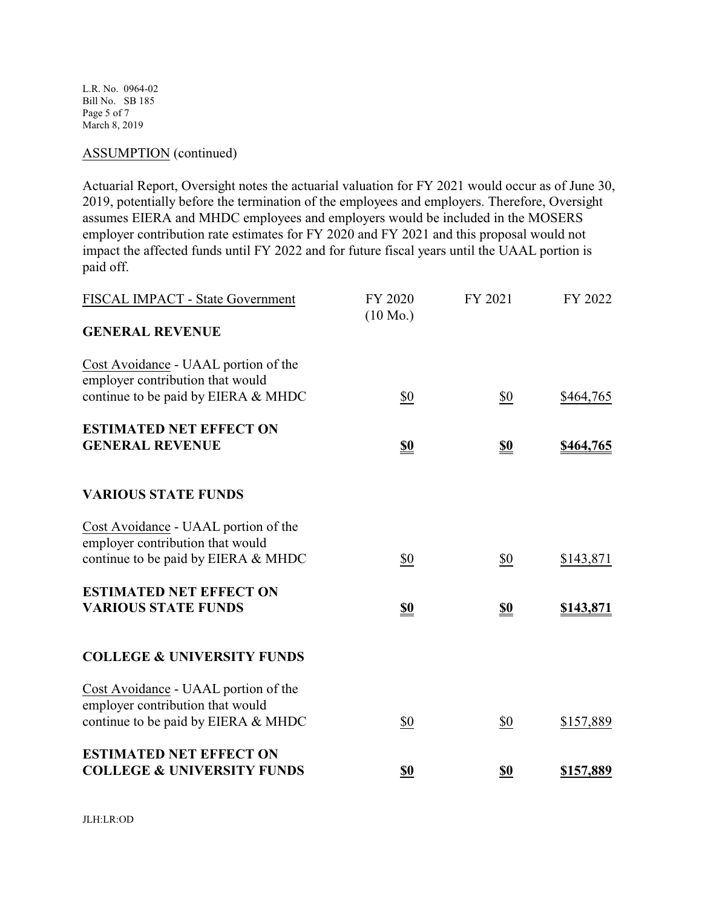ASSUMPTION (continued)

Actuarial Report, Oversight notes the actuarial valuation for FY 2021 would occur as of June 30, 2019, potentially before the termination of the employees and employers. Therefore, Oversight assumes EIERA and MHDC employees and employers would be included in the MOSERS employer contribution rate estimates for FY 2020 and FY 2021 and this proposal would not impact the affected funds until FY 2022 and for future fiscal years until the UAAL portion is paid off.

| FISCAL IMPACT - State Government | FY 2020 (10 Mo.) | FY 2021 | FY 2022 |
|---|---|---|---|
| **GENERAL REVENUE** | | | |
| Cost Avoidance - UAAL portion of the employer contribution that would continue to be paid by EIERA & MHDC | $0 | $0 | $464,765 |
| **ESTIMATED NET EFFECT ON GENERAL REVENUE** | **$0** | **$0** | **$464,765** |
| **VARIOUS STATE FUNDS** | | | |
| Cost Avoidance - UAAL portion of the employer contribution that would continue to be paid by EIERA & MHDC | $0 | $0 | $143,871 |
| **ESTIMATED NET EFFECT ON VARIOUS STATE FUNDS** | **$0** | **$0** | **$143,871** |
| **COLLEGE & UNIVERSITY FUNDS** | | | |
| Cost Avoidance - UAAL portion of the employer contribution that would continue to be paid by EIERA & MHDC | $0 | $0 | $157,889 |
| **ESTIMATED NET EFFECT ON COLLEGE & UNIVERSITY FUNDS** | **$0** | **$0** | **$157,889** |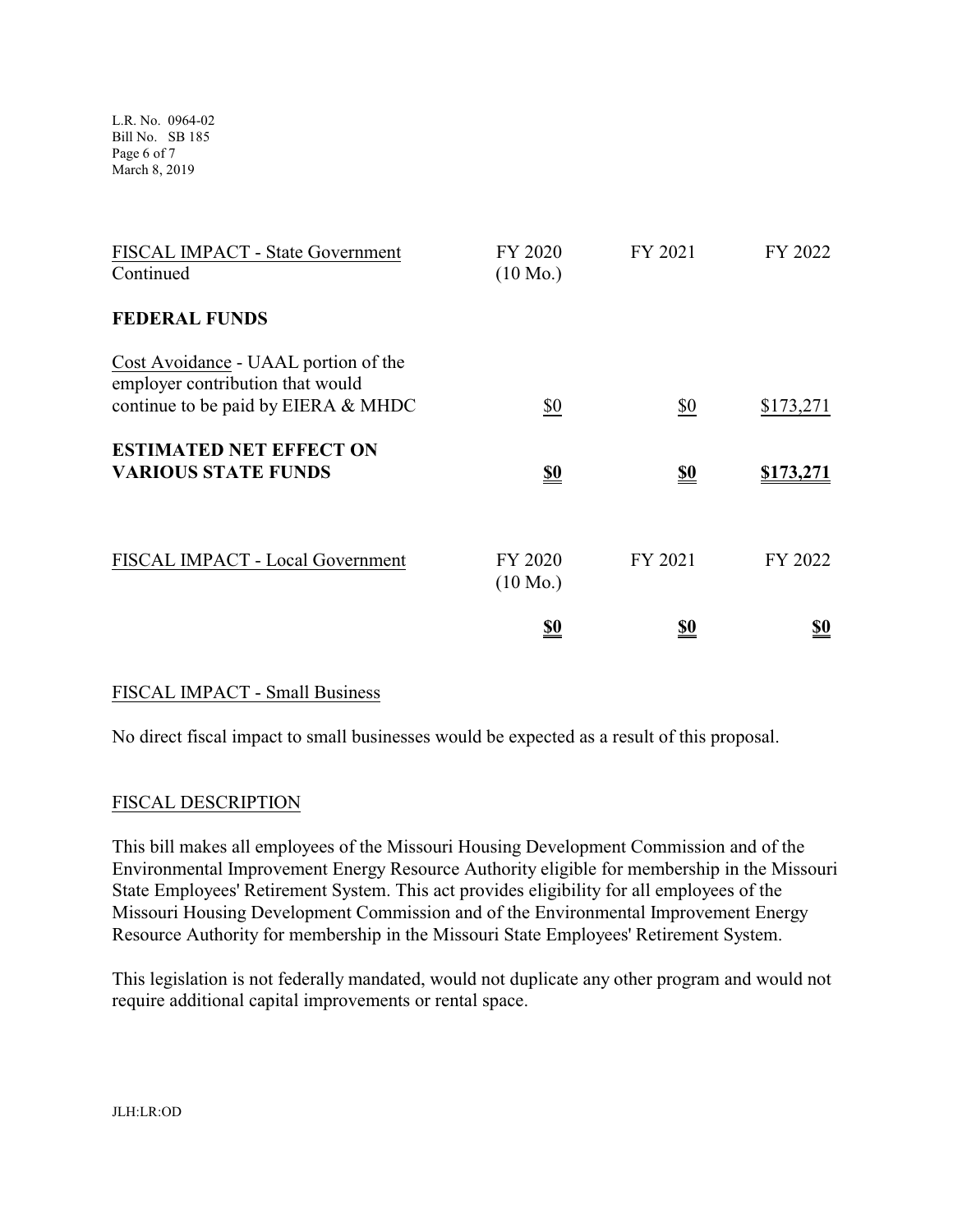| FISCAL IMPACT - State Government Continued | FY 2020 (10 Mo.) | FY 2021 | FY 2022 |
|---|---|---|---|
| **FEDERAL FUNDS** | | | |
| Cost Avoidance - UAAL portion of the employer contribution that would continue to be paid by EIERA & MHDC | $0 | $0 | $173,271 |
| **ESTIMATED NET EFFECT ON VARIOUS STATE FUNDS** | **$0** | **$0** | **$173,271** |

| FISCAL IMPACT - Local Government | FY 2020 (10 Mo.) | FY 2021 | FY 2022 |
|---|---|---|---|
| | **$0** | **$0** | **$0** |

## FISCAL IMPACT - Small Business

No direct fiscal impact to small businesses would be expected as a result of this proposal.

## FISCAL DESCRIPTION

This bill makes all employees of the Missouri Housing Development Commission and of the Environmental Improvement Energy Resource Authority eligible for membership in the Missouri State Employees' Retirement System. This act provides eligibility for all employees of the Missouri Housing Development Commission and of the Environmental Improvement Energy Resource Authority for membership in the Missouri State Employees' Retirement System.

This legislation is not federally mandated, would not duplicate any other program and would not require additional capital improvements or rental space.

JLH:LR:OD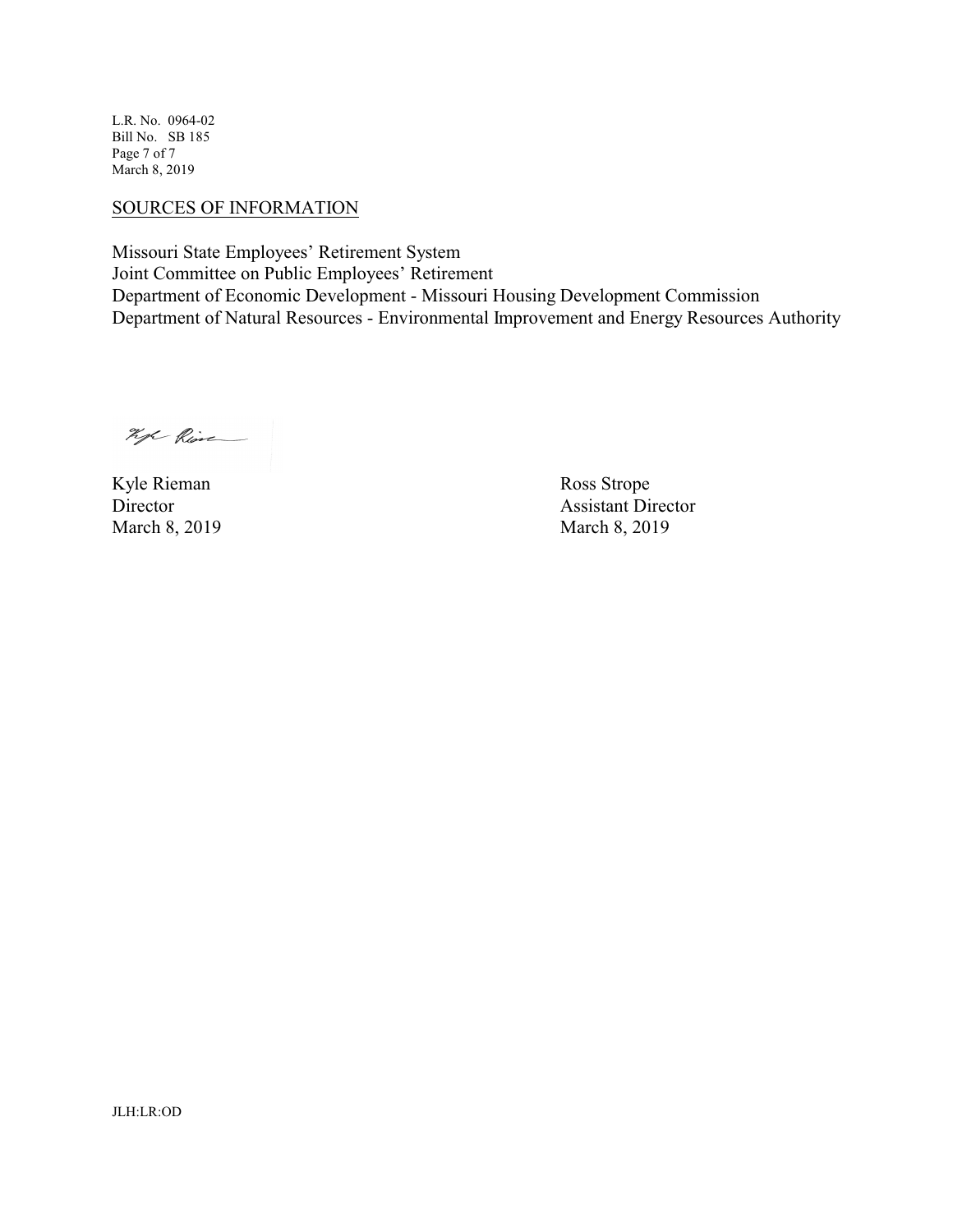## SOURCES OF INFORMATION

Missouri State Employees' Retirement System
Joint Committee on Public Employees' Retirement
Department of Economic Development - Missouri Housing Development Commission
Department of Natural Resources - Environmental Improvement and Energy Resources Authority

| | |
|---|---|
| Kyle Rieman | Ross Strope |
| Director | Assistant Director |
| March 8, 2019 | March 8, 2019 |

JLH:LR:OD